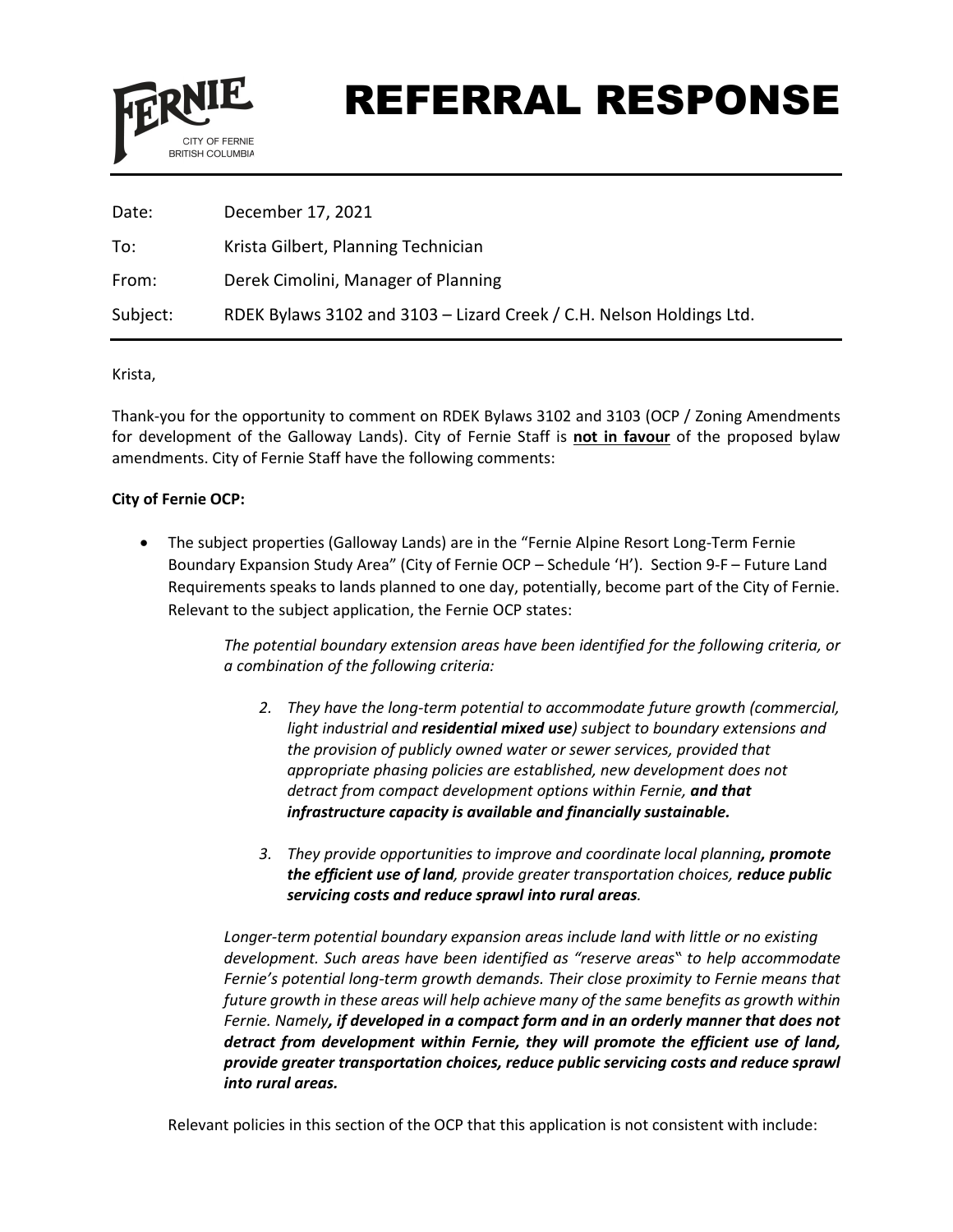# REFERRAL RESPONSE

CITY OF FERNIE
BRITISH COLUMBIA

| | |
|---|---|
| Date: | December 17, 2021 |
| To: | Krista Gilbert, Planning Technician |
| From: | Derek Cimolini, Manager of Planning |
| Subject: | RDEK Bylaws 3102 and 3103 – Lizard Creek / C.H. Nelson Holdings Ltd. |

Krista,

Thank-you for the opportunity to comment on RDEK Bylaws 3102 and 3103 (OCP / Zoning Amendments for development of the Galloway Lands). City of Fernie Staff is **not in favour** of the proposed bylaw amendments. City of Fernie Staff have the following comments:

**City of Fernie OCP:**

- The subject properties (Galloway Lands) are in the "Fernie Alpine Resort Long-Term Fernie Boundary Expansion Study Area" (City of Fernie OCP – Schedule 'H'). Section 9-F – Future Land Requirements speaks to lands planned to one day, potentially, become part of the City of Fernie. Relevant to the subject application, the Fernie OCP states:

  > *The potential boundary extension areas have been identified for the following criteria, or a combination of the following criteria:*
  >
  > 2. *They have the long-term potential to accommodate future growth (commercial, light industrial and* ***residential mixed use****) subject to boundary extensions and the provision of publicly owned water or sewer services, provided that appropriate phasing policies are established, new development does not detract from compact development options within Fernie,* ***and that infrastructure capacity is available and financially sustainable.***
  >
  > 3. *They provide opportunities to improve and coordinate local planning****, promote the efficient use of land****, provide greater transportation choices,* ***reduce public servicing costs and reduce sprawl into rural areas****.*
  >
  > *Longer-term potential boundary expansion areas include land with little or no existing development. Such areas have been identified as "reserve areas" to help accommodate Fernie's potential long-term growth demands. Their close proximity to Fernie means that future growth in these areas will help achieve many of the same benefits as growth within Fernie. Namely****, if developed in a compact form and in an orderly manner that does not detract from development within Fernie, they will promote the efficient use of land, provide greater transportation choices, reduce public servicing costs and reduce sprawl into rural areas.***

  Relevant policies in this section of the OCP that this application is not consistent with include: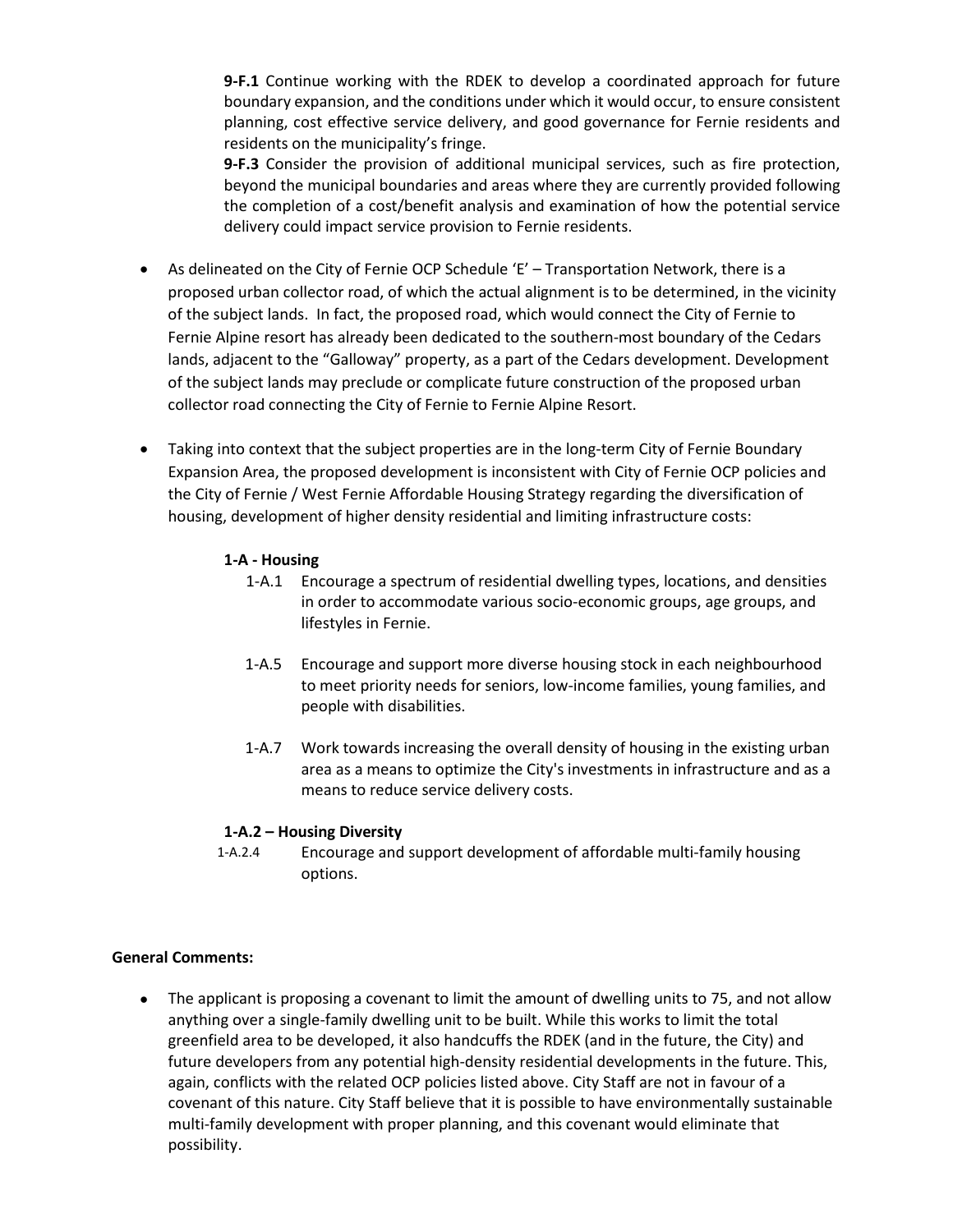**9-F.1** Continue working with the RDEK to develop a coordinated approach for future boundary expansion, and the conditions under which it would occur, to ensure consistent planning, cost effective service delivery, and good governance for Fernie residents and residents on the municipality's fringe.

**9-F.3** Consider the provision of additional municipal services, such as fire protection, beyond the municipal boundaries and areas where they are currently provided following the completion of a cost/benefit analysis and examination of how the potential service delivery could impact service provision to Fernie residents.

- As delineated on the City of Fernie OCP Schedule 'E' – Transportation Network, there is a proposed urban collector road, of which the actual alignment is to be determined, in the vicinity of the subject lands. In fact, the proposed road, which would connect the City of Fernie to Fernie Alpine resort has already been dedicated to the southern-most boundary of the Cedars lands, adjacent to the "Galloway" property, as a part of the Cedars development. Development of the subject lands may preclude or complicate future construction of the proposed urban collector road connecting the City of Fernie to Fernie Alpine Resort.

- Taking into context that the subject properties are in the long-term City of Fernie Boundary Expansion Area, the proposed development is inconsistent with City of Fernie OCP policies and the City of Fernie / West Fernie Affordable Housing Strategy regarding the diversification of housing, development of higher density residential and limiting infrastructure costs:

**1-A - Housing**

1-A.1 Encourage a spectrum of residential dwelling types, locations, and densities in order to accommodate various socio-economic groups, age groups, and lifestyles in Fernie.

1-A.5 Encourage and support more diverse housing stock in each neighbourhood to meet priority needs for seniors, low-income families, young families, and people with disabilities.

1-A.7 Work towards increasing the overall density of housing in the existing urban area as a means to optimize the City's investments in infrastructure and as a means to reduce service delivery costs.

**1-A.2 – Housing Diversity**

1-A.2.4 Encourage and support development of affordable multi-family housing options.

**General Comments:**

- The applicant is proposing a covenant to limit the amount of dwelling units to 75, and not allow anything over a single-family dwelling unit to be built. While this works to limit the total greenfield area to be developed, it also handcuffs the RDEK (and in the future, the City) and future developers from any potential high-density residential developments in the future. This, again, conflicts with the related OCP policies listed above. City Staff are not in favour of a covenant of this nature. City Staff believe that it is possible to have environmentally sustainable multi-family development with proper planning, and this covenant would eliminate that possibility.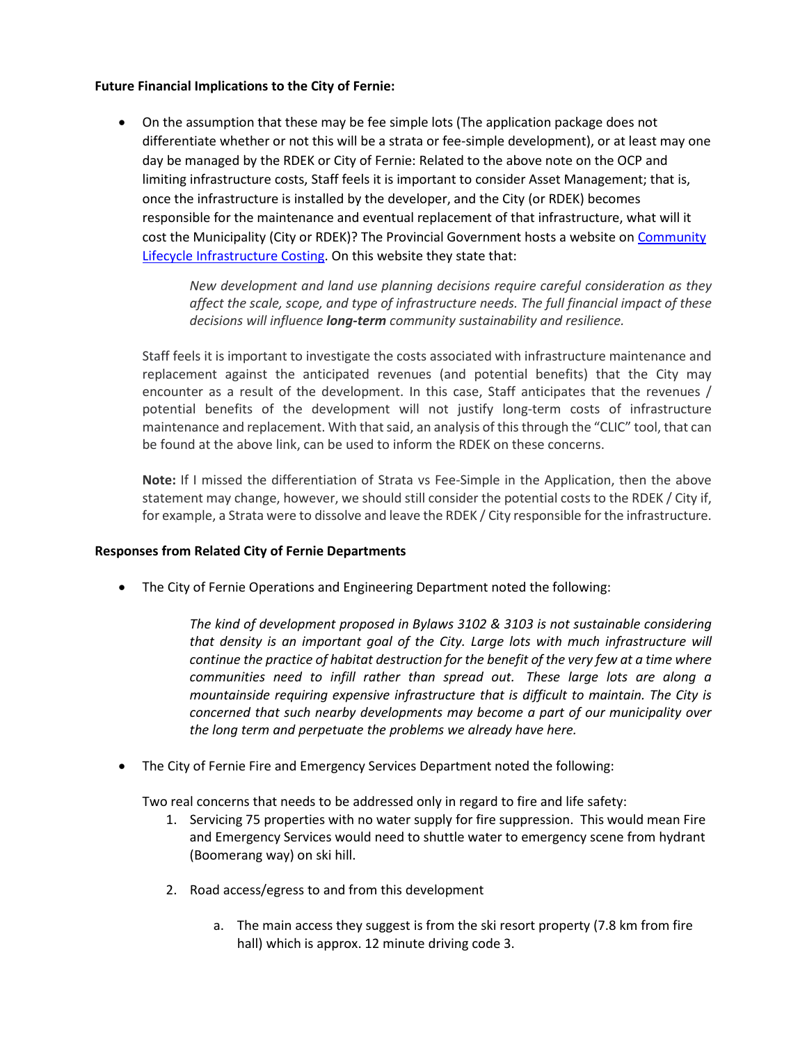**Future Financial Implications to the City of Fernie:**

- On the assumption that these may be fee simple lots (The application package does not differentiate whether or not this will be a strata or fee-simple development), or at least may one day be managed by the RDEK or City of Fernie: Related to the above note on the OCP and limiting infrastructure costs, Staff feels it is important to consider Asset Management; that is, once the infrastructure is installed by the developer, and the City (or RDEK) becomes responsible for the maintenance and eventual replacement of that infrastructure, what will it cost the Municipality (City or RDEK)? The Provincial Government hosts a website on Community Lifecycle Infrastructure Costing. On this website they state that:

  > *New development and land use planning decisions require careful consideration as they affect the scale, scope, and type of infrastructure needs. The full financial impact of these decisions will influence **long-term** community sustainability and resilience.*

  Staff feels it is important to investigate the costs associated with infrastructure maintenance and replacement against the anticipated revenues (and potential benefits) that the City may encounter as a result of the development. In this case, Staff anticipates that the revenues / potential benefits of the development will not justify long-term costs of infrastructure maintenance and replacement. With that said, an analysis of this through the "CLIC" tool, that can be found at the above link, can be used to inform the RDEK on these concerns.

  **Note:** If I missed the differentiation of Strata vs Fee-Simple in the Application, then the above statement may change, however, we should still consider the potential costs to the RDEK / City if, for example, a Strata were to dissolve and leave the RDEK / City responsible for the infrastructure.

**Responses from Related City of Fernie Departments**

- The City of Fernie Operations and Engineering Department noted the following:

  > *The kind of development proposed in Bylaws 3102 & 3103 is not sustainable considering that density is an important goal of the City. Large lots with much infrastructure will continue the practice of habitat destruction for the benefit of the very few at a time where communities need to infill rather than spread out. These large lots are along a mountainside requiring expensive infrastructure that is difficult to maintain. The City is concerned that such nearby developments may become a part of our municipality over the long term and perpetuate the problems we already have here.*

- The City of Fernie Fire and Emergency Services Department noted the following:

  Two real concerns that needs to be addressed only in regard to fire and life safety:

  1. Servicing 75 properties with no water supply for fire suppression. This would mean Fire and Emergency Services would need to shuttle water to emergency scene from hydrant (Boomerang way) on ski hill.

  2. Road access/egress to and from this development

     a. The main access they suggest is from the ski resort property (7.8 km from fire hall) which is approx. 12 minute driving code 3.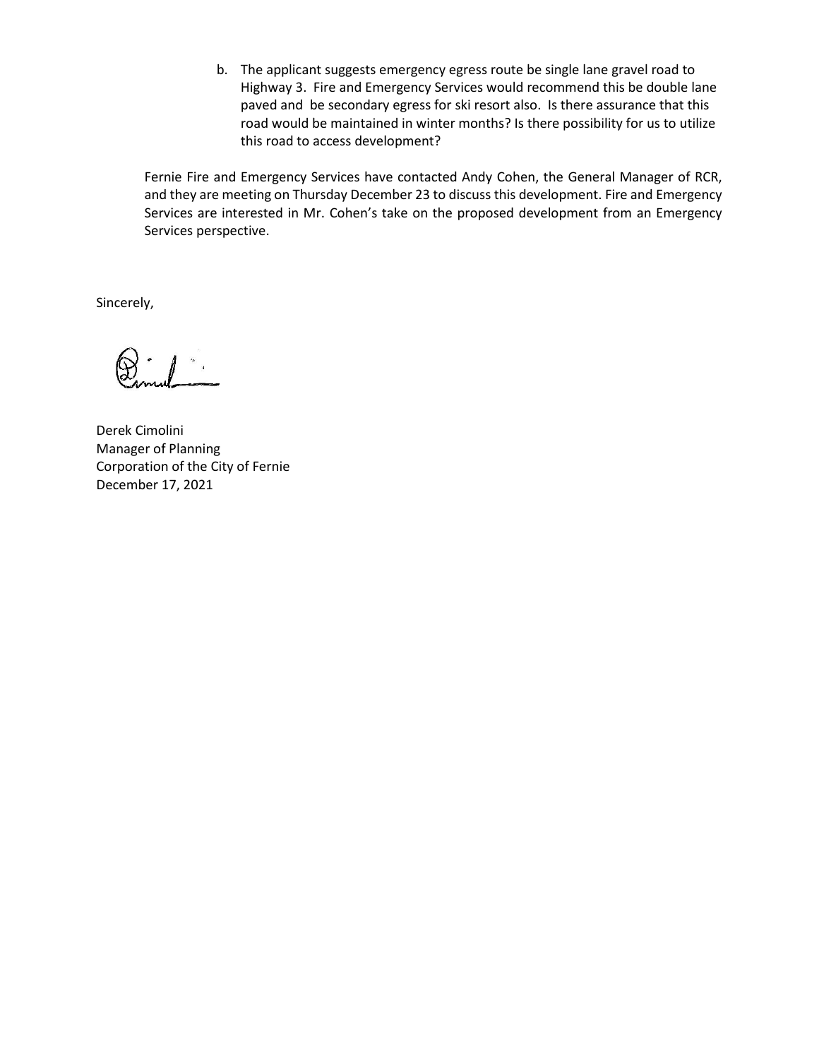b. The applicant suggests emergency egress route be single lane gravel road to Highway 3. Fire and Emergency Services would recommend this be double lane paved and be secondary egress for ski resort also. Is there assurance that this road would be maintained in winter months? Is there possibility for us to utilize this road to access development?

Fernie Fire and Emergency Services have contacted Andy Cohen, the General Manager of RCR, and they are meeting on Thursday December 23 to discuss this development. Fire and Emergency Services are interested in Mr. Cohen's take on the proposed development from an Emergency Services perspective.

Sincerely,

Derek Cimolini
Manager of Planning
Corporation of the City of Fernie
December 17, 2021